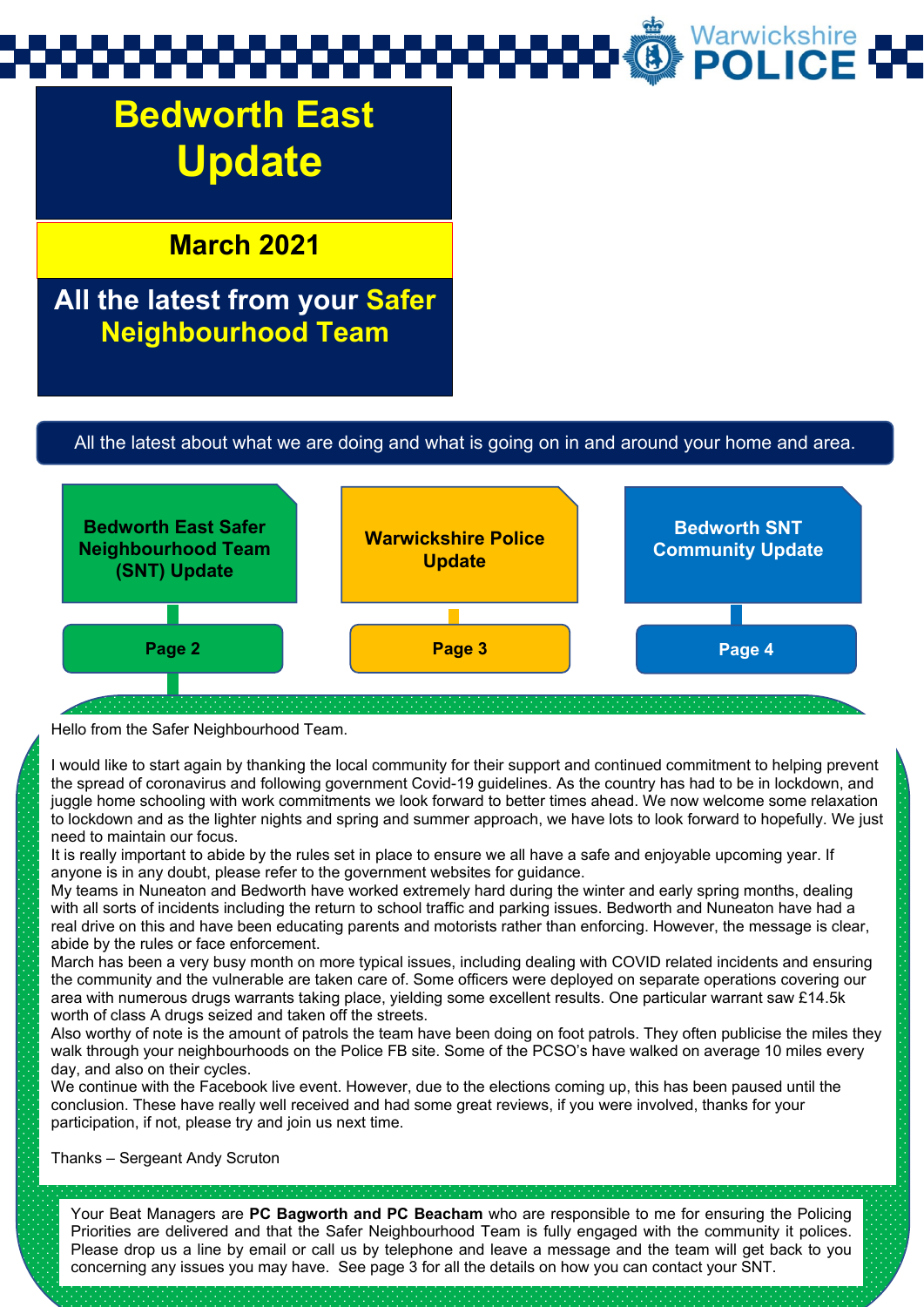Warwickshire POLICE

# Bedworth East Update

## March 2021

## All the latest from your Safer Neighbourhood Team

All the latest about what we are doing and what is going on in and around your home and area.

| Section | Page |
|---|---|
| **Bedworth East Safer Neighbourhood Team (SNT) Update** | **Page 2** |
| **Warwickshire Police Update** | **Page 3** |
| **Bedworth SNT Community Update** | **Page 4** |

Hello from the Safer Neighbourhood Team.

I would like to start again by thanking the local community for their support and continued commitment to helping prevent the spread of coronavirus and following government Covid-19 guidelines. As the country has had to be in lockdown, and juggle home schooling with work commitments we look forward to better times ahead. We now welcome some relaxation to lockdown and as the lighter nights and spring and summer approach, we have lots to look forward to hopefully. We just need to maintain our focus.

It is really important to abide by the rules set in place to ensure we all have a safe and enjoyable upcoming year. If anyone is in any doubt, please refer to the government websites for guidance.

My teams in Nuneaton and Bedworth have worked extremely hard during the winter and early spring months, dealing with all sorts of incidents including the return to school traffic and parking issues. Bedworth and Nuneaton have had a real drive on this and have been educating parents and motorists rather than enforcing. However, the message is clear, abide by the rules or face enforcement.

March has been a very busy month on more typical issues, including dealing with COVID related incidents and ensuring the community and the vulnerable are taken care of. Some officers were deployed on separate operations covering our area with numerous drugs warrants taking place, yielding some excellent results. One particular warrant saw £14.5k worth of class A drugs seized and taken off the streets.

Also worthy of note is the amount of patrols the team have been doing on foot patrols. They often publicise the miles they walk through your neighbourhoods on the Police FB site. Some of the PCSO's have walked on average 10 miles every day, and also on their cycles.

We continue with the Facebook live event. However, due to the elections coming up, this has been paused until the conclusion. These have really well received and had some great reviews, if you were involved, thanks for your participation, if not, please try and join us next time.

Thanks – Sergeant Andy Scruton

Your Beat Managers are **PC Bagworth and PC Beacham** who are responsible to me for ensuring the Policing Priorities are delivered and that the Safer Neighbourhood Team is fully engaged with the community it polices. Please drop us a line by email or call us by telephone and leave a message and the team will get back to you concerning any issues you may have. See page 3 for all the details on how you can contact your SNT.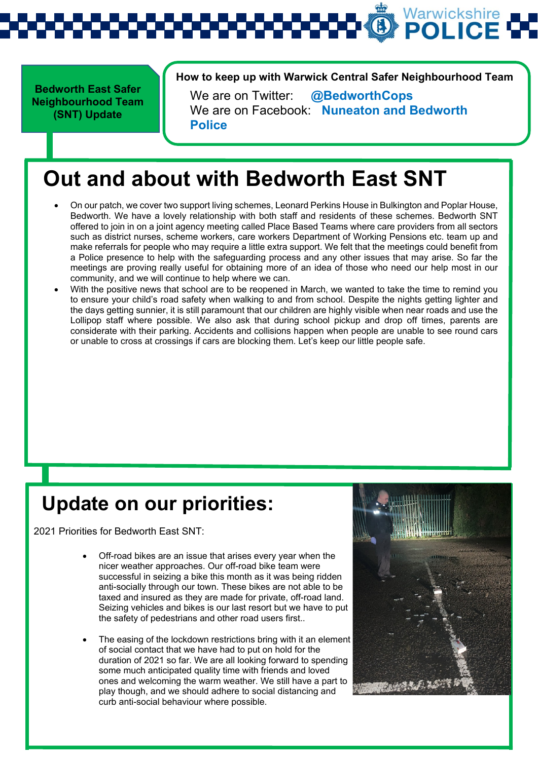**Bedworth East Safer Neighbourhood Team (SNT) Update**

**How to keep up with Warwick Central Safer Neighbourhood Team**

We are on Twitter: **@BedworthCops**
We are on Facebook: **Nuneaton and Bedworth Police**

# Out and about with Bedworth East SNT

- On our patch, we cover two support living schemes, Leonard Perkins House in Bulkington and Poplar House, Bedworth. We have a lovely relationship with both staff and residents of these schemes. Bedworth SNT offered to join in on a joint agency meeting called Place Based Teams where care providers from all sectors such as district nurses, scheme workers, care workers Department of Working Pensions etc. team up and make referrals for people who may require a little extra support. We felt that the meetings could benefit from a Police presence to help with the safeguarding process and any other issues that may arise. So far the meetings are proving really useful for obtaining more of an idea of those who need our help most in our community, and we will continue to help where we can.
- With the positive news that school are to be reopened in March, we wanted to take the time to remind you to ensure your child's road safety when walking to and from school. Despite the nights getting lighter and the days getting sunnier, it is still paramount that our children are highly visible when near roads and use the Lollipop staff where possible. We also ask that during school pickup and drop off times, parents are considerate with their parking. Accidents and collisions happen when people are unable to see round cars or unable to cross at crossings if cars are blocking them. Let's keep our little people safe.

# Update on our priorities:

2021 Priorities for Bedworth East SNT:

- Off-road bikes are an issue that arises every year when the nicer weather approaches. Our off-road bike team were successful in seizing a bike this month as it was being ridden anti-socially through our town. These bikes are not able to be taxed and insured as they are made for private, off-road land. Seizing vehicles and bikes is our last resort but we have to put the safety of pedestrians and other road users first..
- The easing of the lockdown restrictions bring with it an element of social contact that we have had to put on hold for the duration of 2021 so far. We are all looking forward to spending some much anticipated quality time with friends and loved ones and welcoming the warm weather. We still have a part to play though, and we should adhere to social distancing and curb anti-social behaviour where possible.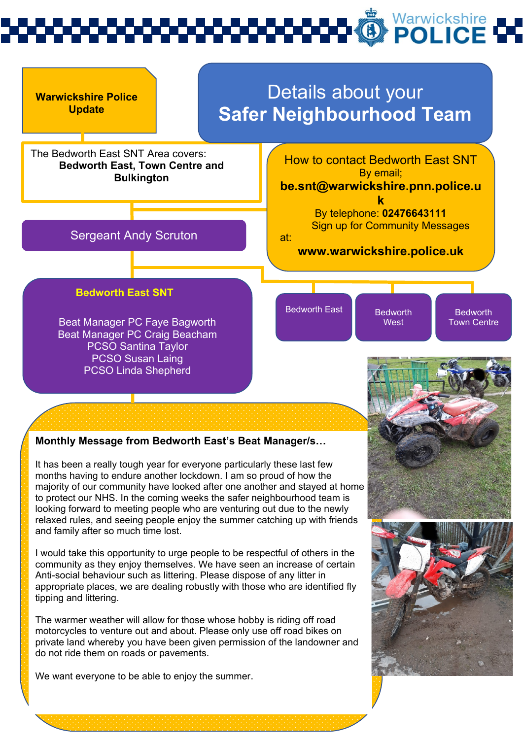**Warwickshire Police Update**

# Details about your Safer Neighbourhood Team

The Bedworth East SNT Area covers:
**Bedworth East, Town Centre and Bulkington**

How to contact Bedworth East SNT
By email;
**be.snt@warwickshire.pnn.police.uk**
By telephone: **02476643111**
Sign up for Community Messages at:
**www.warwickshire.police.uk**

Sergeant Andy Scruton

**Bedworth East SNT**

Beat Manager PC Faye Bagworth
Beat Manager PC Craig Beacham
PCSO Santina Taylor
PCSO Susan Laing
PCSO Linda Shepherd

Bedworth East

Bedworth West

Bedworth Town Centre

**Monthly Message from Bedworth East's Beat Manager/s…**

It has been a really tough year for everyone particularly these last few months having to endure another lockdown. I am so proud of how the majority of our community have looked after one another and stayed at home to protect our NHS. In the coming weeks the safer neighbourhood team is looking forward to meeting people who are venturing out due to the newly relaxed rules, and seeing people enjoy the summer catching up with friends and family after so much time lost.

I would take this opportunity to urge people to be respectful of others in the community as they enjoy themselves. We have seen an increase of certain Anti-social behaviour such as littering. Please dispose of any litter in appropriate places, we are dealing robustly with those who are identified fly tipping and littering.

The warmer weather will allow for those whose hobby is riding off road motorcycles to venture out and about. Please only use off road bikes on private land whereby you have been given permission of the landowner and do not ride them on roads or pavements.

We want everyone to be able to enjoy the summer.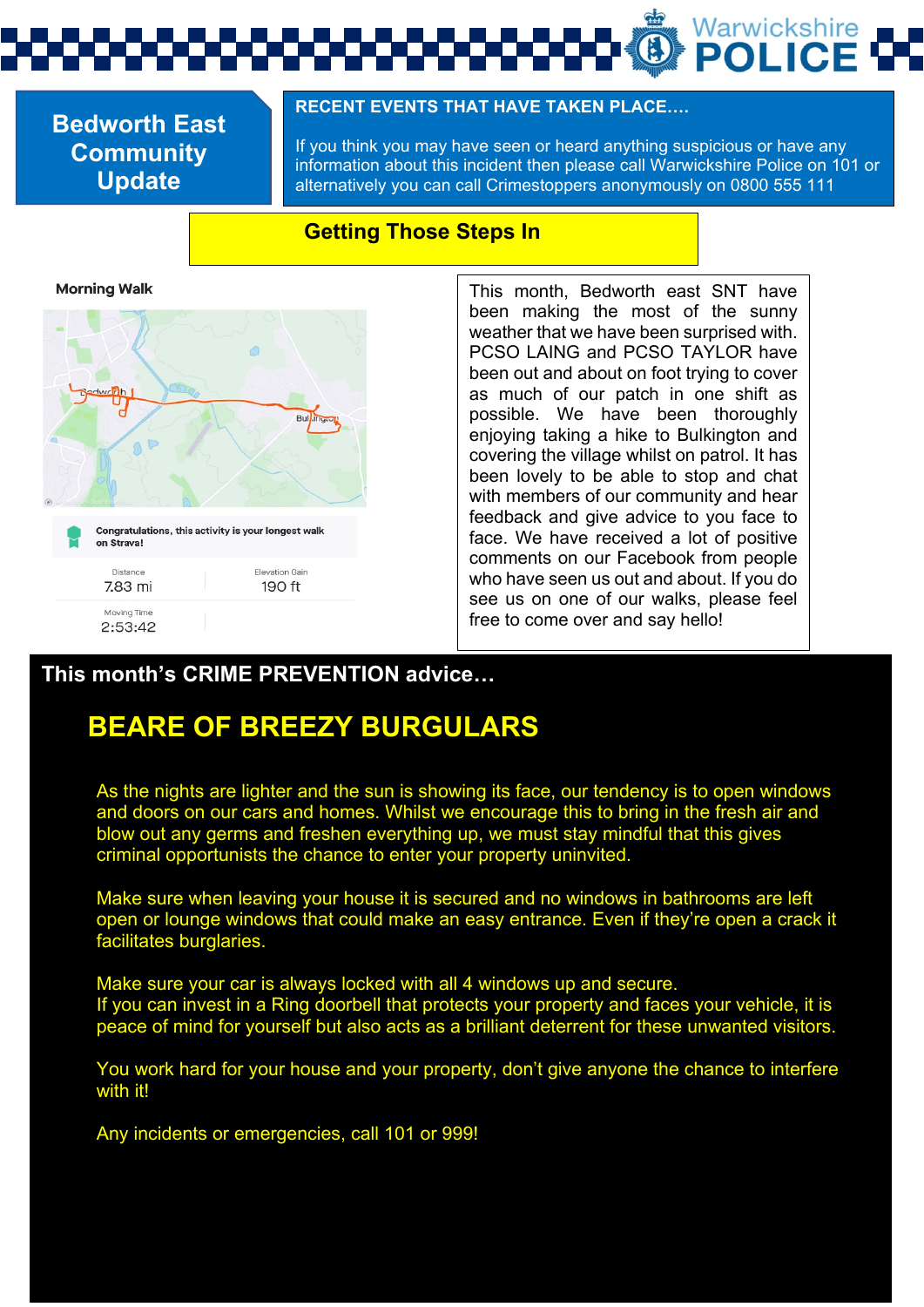# Bedworth East Community Update

**RECENT EVENTS THAT HAVE TAKEN PLACE….**

If you think you may have seen or heard anything suspicious or have any information about this incident then please call Warwickshire Police on 101 or alternatively you can call Crimestoppers anonymously on 0800 555 111

## Getting Those Steps In

Morning Walk

Congratulations, this activity is your longest walk on Strava!

| Distance | Elevation Gain |
|---|---|
| 7.83 mi | 190 ft |

Moving Time
2:53:42

This month, Bedworth east SNT have been making the most of the sunny weather that we have been surprised with. PCSO LAING and PCSO TAYLOR have been out and about on foot trying to cover as much of our patch in one shift as possible. We have been thoroughly enjoying taking a hike to Bulkington and covering the village whilst on patrol. It has been lovely to be able to stop and chat with members of our community and hear feedback and give advice to you face to face. We have received a lot of positive comments on our Facebook from people who have seen us out and about. If you do see us on one of our walks, please feel free to come over and say hello!

**This month's CRIME PREVENTION advice…**

## BEARE OF BREEZY BURGULARS

As the nights are lighter and the sun is showing its face, our tendency is to open windows and doors on our cars and homes. Whilst we encourage this to bring in the fresh air and blow out any germs and freshen everything up, we must stay mindful that this gives criminal opportunists the chance to enter your property uninvited.

Make sure when leaving your house it is secured and no windows in bathrooms are left open or lounge windows that could make an easy entrance. Even if they're open a crack it facilitates burglaries.

Make sure your car is always locked with all 4 windows up and secure.
If you can invest in a Ring doorbell that protects your property and faces your vehicle, it is peace of mind for yourself but also acts as a brilliant deterrent for these unwanted visitors.

You work hard for your house and your property, don't give anyone the chance to interfere with it!

Any incidents or emergencies, call 101 or 999!